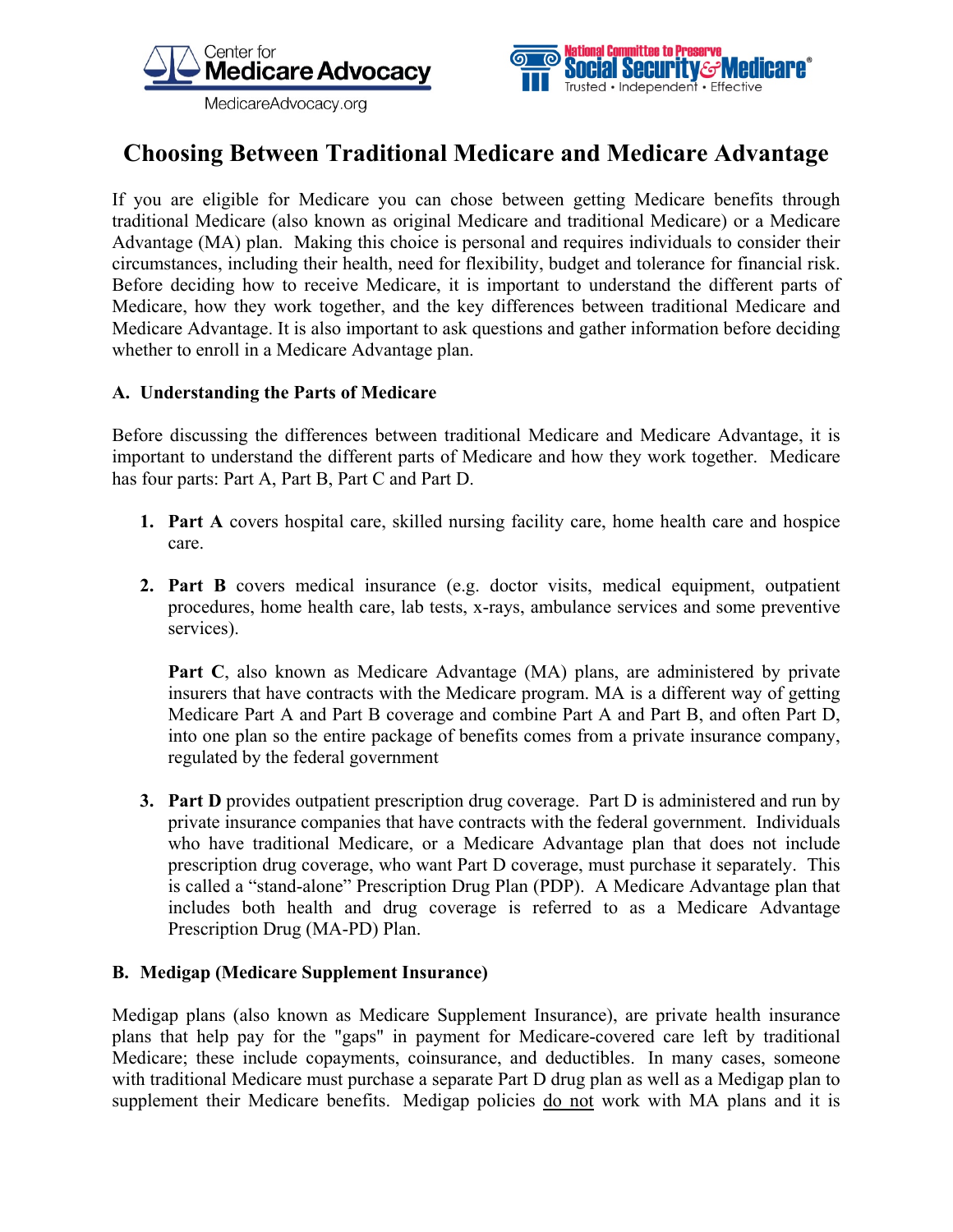Center for Medicare Advocacy
MedicareAdvocacy.org

National Committee to Preserve Social Security & Medicare
Trusted • Independent • Effective

# Choosing Between Traditional Medicare and Medicare Advantage

If you are eligible for Medicare you can chose between getting Medicare benefits through traditional Medicare (also known as original Medicare and traditional Medicare) or a Medicare Advantage (MA) plan. Making this choice is personal and requires individuals to consider their circumstances, including their health, need for flexibility, budget and tolerance for financial risk. Before deciding how to receive Medicare, it is important to understand the different parts of Medicare, how they work together, and the key differences between traditional Medicare and Medicare Advantage. It is also important to ask questions and gather information before deciding whether to enroll in a Medicare Advantage plan.

## A. Understanding the Parts of Medicare

Before discussing the differences between traditional Medicare and Medicare Advantage, it is important to understand the different parts of Medicare and how they work together. Medicare has four parts: Part A, Part B, Part C and Part D.

1. **Part A** covers hospital care, skilled nursing facility care, home health care and hospice care.

2. **Part B** covers medical insurance (e.g. doctor visits, medical equipment, outpatient procedures, home health care, lab tests, x-rays, ambulance services and some preventive services).

   **Part C**, also known as Medicare Advantage (MA) plans, are administered by private insurers that have contracts with the Medicare program. MA is a different way of getting Medicare Part A and Part B coverage and combine Part A and Part B, and often Part D, into one plan so the entire package of benefits comes from a private insurance company, regulated by the federal government

3. **Part D** provides outpatient prescription drug coverage. Part D is administered and run by private insurance companies that have contracts with the federal government. Individuals who have traditional Medicare, or a Medicare Advantage plan that does not include prescription drug coverage, who want Part D coverage, must purchase it separately. This is called a "stand-alone" Prescription Drug Plan (PDP). A Medicare Advantage plan that includes both health and drug coverage is referred to as a Medicare Advantage Prescription Drug (MA-PD) Plan.

## B. Medigap (Medicare Supplement Insurance)

Medigap plans (also known as Medicare Supplement Insurance), are private health insurance plans that help pay for the "gaps" in payment for Medicare-covered care left by traditional Medicare; these include copayments, coinsurance, and deductibles. In many cases, someone with traditional Medicare must purchase a separate Part D drug plan as well as a Medigap plan to supplement their Medicare benefits. Medigap policies do not work with MA plans and it is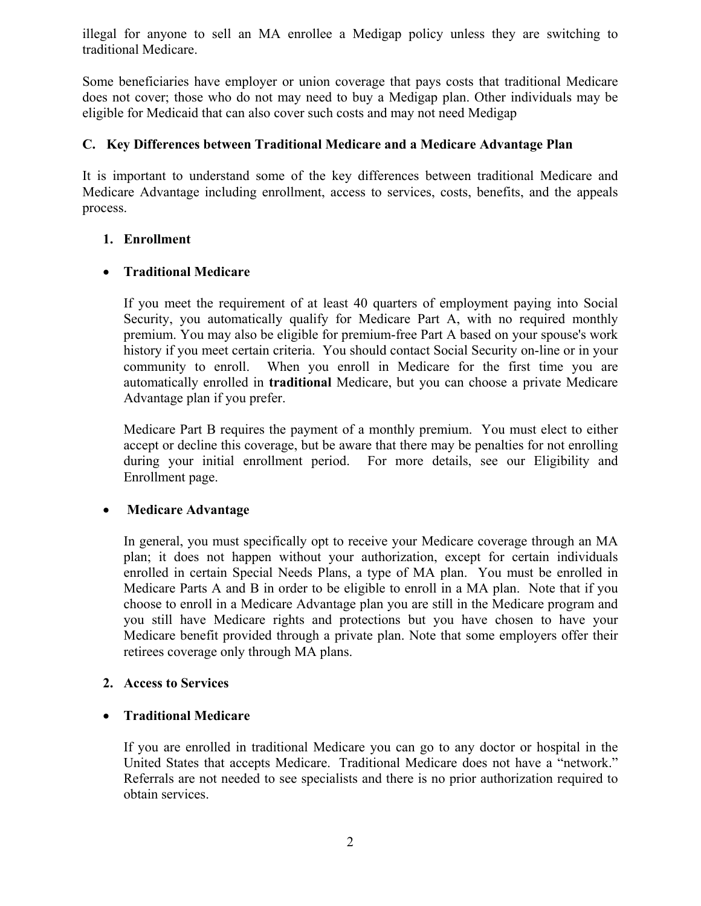illegal for anyone to sell an MA enrollee a Medigap policy unless they are switching to traditional Medicare.

Some beneficiaries have employer or union coverage that pays costs that traditional Medicare does not cover; those who do not may need to buy a Medigap plan. Other individuals may be eligible for Medicaid that can also cover such costs and may not need Medigap

## C. Key Differences between Traditional Medicare and a Medicare Advantage Plan

It is important to understand some of the key differences between traditional Medicare and Medicare Advantage including enrollment, access to services, costs, benefits, and the appeals process.

### 1. Enrollment

- **Traditional Medicare**

  If you meet the requirement of at least 40 quarters of employment paying into Social Security, you automatically qualify for Medicare Part A, with no required monthly premium. You may also be eligible for premium-free Part A based on your spouse's work history if you meet certain criteria. You should contact Social Security on-line or in your community to enroll. When you enroll in Medicare for the first time you are automatically enrolled in **traditional** Medicare, but you can choose a private Medicare Advantage plan if you prefer.

  Medicare Part B requires the payment of a monthly premium. You must elect to either accept or decline this coverage, but be aware that there may be penalties for not enrolling during your initial enrollment period. For more details, see our Eligibility and Enrollment page.

- **Medicare Advantage**

  In general, you must specifically opt to receive your Medicare coverage through an MA plan; it does not happen without your authorization, except for certain individuals enrolled in certain Special Needs Plans, a type of MA plan. You must be enrolled in Medicare Parts A and B in order to be eligible to enroll in a MA plan. Note that if you choose to enroll in a Medicare Advantage plan you are still in the Medicare program and you still have Medicare rights and protections but you have chosen to have your Medicare benefit provided through a private plan. Note that some employers offer their retirees coverage only through MA plans.

### 2. Access to Services

- **Traditional Medicare**

  If you are enrolled in traditional Medicare you can go to any doctor or hospital in the United States that accepts Medicare. Traditional Medicare does not have a "network." Referrals are not needed to see specialists and there is no prior authorization required to obtain services.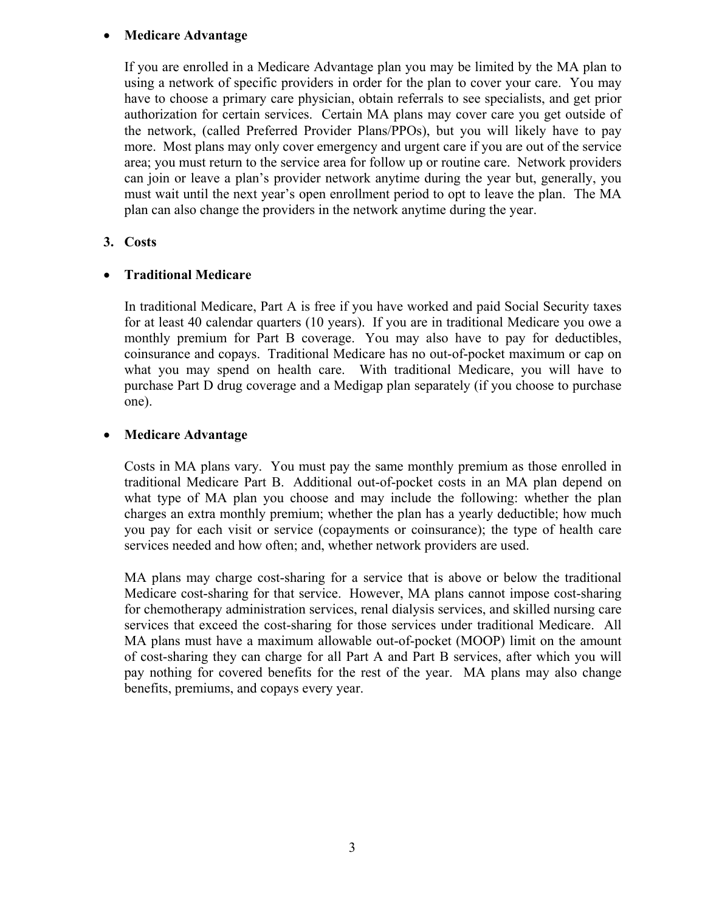- **Medicare Advantage**

  If you are enrolled in a Medicare Advantage plan you may be limited by the MA plan to using a network of specific providers in order for the plan to cover your care. You may have to choose a primary care physician, obtain referrals to see specialists, and get prior authorization for certain services. Certain MA plans may cover care you get outside of the network, (called Preferred Provider Plans/PPOs), but you will likely have to pay more. Most plans may only cover emergency and urgent care if you are out of the service area; you must return to the service area for follow up or routine care. Network providers can join or leave a plan's provider network anytime during the year but, generally, you must wait until the next year's open enrollment period to opt to leave the plan. The MA plan can also change the providers in the network anytime during the year.

## 3. Costs

- **Traditional Medicare**

  In traditional Medicare, Part A is free if you have worked and paid Social Security taxes for at least 40 calendar quarters (10 years). If you are in traditional Medicare you owe a monthly premium for Part B coverage. You may also have to pay for deductibles, coinsurance and copays. Traditional Medicare has no out-of-pocket maximum or cap on what you may spend on health care. With traditional Medicare, you will have to purchase Part D drug coverage and a Medigap plan separately (if you choose to purchase one).

- **Medicare Advantage**

  Costs in MA plans vary. You must pay the same monthly premium as those enrolled in traditional Medicare Part B. Additional out-of-pocket costs in an MA plan depend on what type of MA plan you choose and may include the following: whether the plan charges an extra monthly premium; whether the plan has a yearly deductible; how much you pay for each visit or service (copayments or coinsurance); the type of health care services needed and how often; and, whether network providers are used.

  MA plans may charge cost-sharing for a service that is above or below the traditional Medicare cost-sharing for that service. However, MA plans cannot impose cost-sharing for chemotherapy administration services, renal dialysis services, and skilled nursing care services that exceed the cost-sharing for those services under traditional Medicare. All MA plans must have a maximum allowable out-of-pocket (MOOP) limit on the amount of cost-sharing they can charge for all Part A and Part B services, after which you will pay nothing for covered benefits for the rest of the year. MA plans may also change benefits, premiums, and copays every year.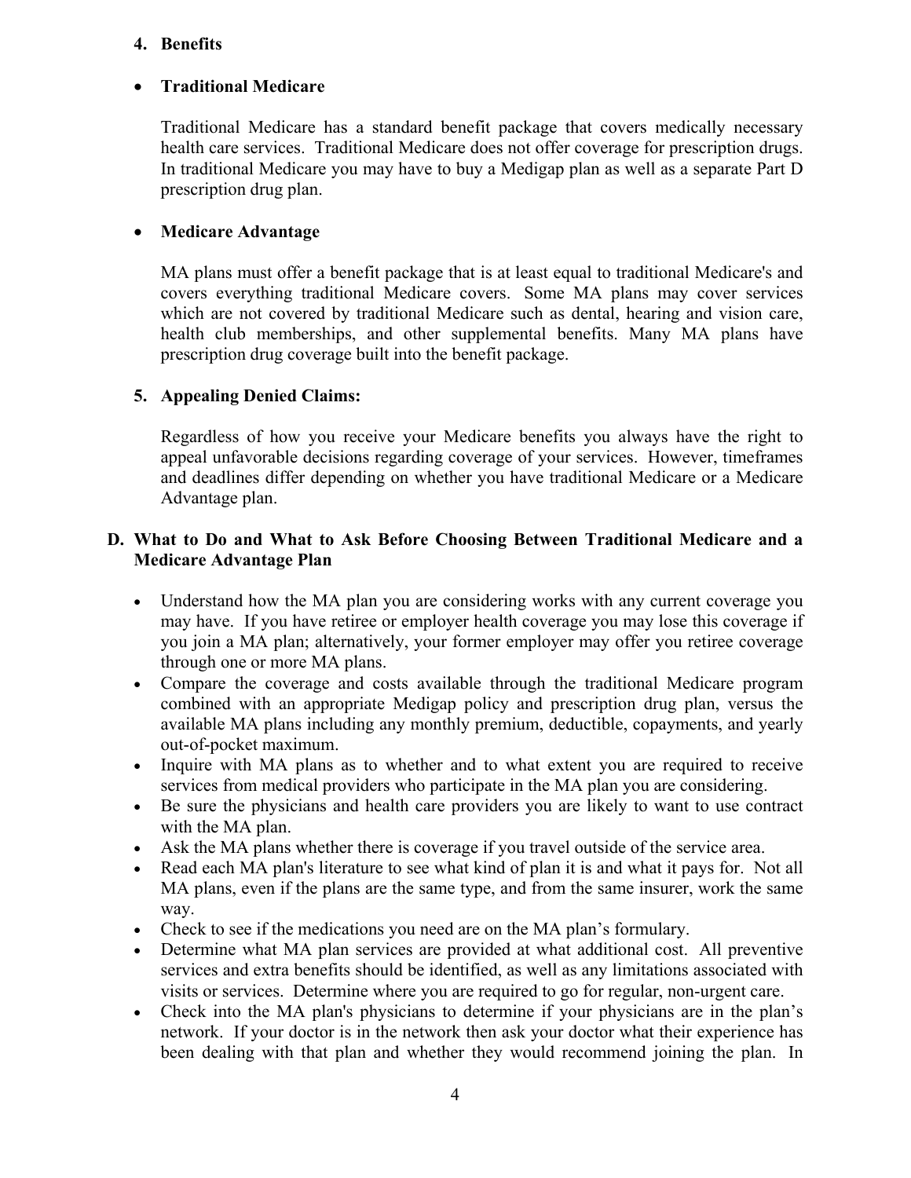## 4. Benefits

- **Traditional Medicare**

  Traditional Medicare has a standard benefit package that covers medically necessary health care services. Traditional Medicare does not offer coverage for prescription drugs. In traditional Medicare you may have to buy a Medigap plan as well as a separate Part D prescription drug plan.

- **Medicare Advantage**

  MA plans must offer a benefit package that is at least equal to traditional Medicare's and covers everything traditional Medicare covers. Some MA plans may cover services which are not covered by traditional Medicare such as dental, hearing and vision care, health club memberships, and other supplemental benefits. Many MA plans have prescription drug coverage built into the benefit package.

## 5. Appealing Denied Claims:

Regardless of how you receive your Medicare benefits you always have the right to appeal unfavorable decisions regarding coverage of your services. However, timeframes and deadlines differ depending on whether you have traditional Medicare or a Medicare Advantage plan.

## D. What to Do and What to Ask Before Choosing Between Traditional Medicare and a Medicare Advantage Plan

- Understand how the MA plan you are considering works with any current coverage you may have. If you have retiree or employer health coverage you may lose this coverage if you join a MA plan; alternatively, your former employer may offer you retiree coverage through one or more MA plans.
- Compare the coverage and costs available through the traditional Medicare program combined with an appropriate Medigap policy and prescription drug plan, versus the available MA plans including any monthly premium, deductible, copayments, and yearly out-of-pocket maximum.
- Inquire with MA plans as to whether and to what extent you are required to receive services from medical providers who participate in the MA plan you are considering.
- Be sure the physicians and health care providers you are likely to want to use contract with the MA plan.
- Ask the MA plans whether there is coverage if you travel outside of the service area.
- Read each MA plan's literature to see what kind of plan it is and what it pays for. Not all MA plans, even if the plans are the same type, and from the same insurer, work the same way.
- Check to see if the medications you need are on the MA plan's formulary.
- Determine what MA plan services are provided at what additional cost. All preventive services and extra benefits should be identified, as well as any limitations associated with visits or services. Determine where you are required to go for regular, non-urgent care.
- Check into the MA plan's physicians to determine if your physicians are in the plan's network. If your doctor is in the network then ask your doctor what their experience has been dealing with that plan and whether they would recommend joining the plan. In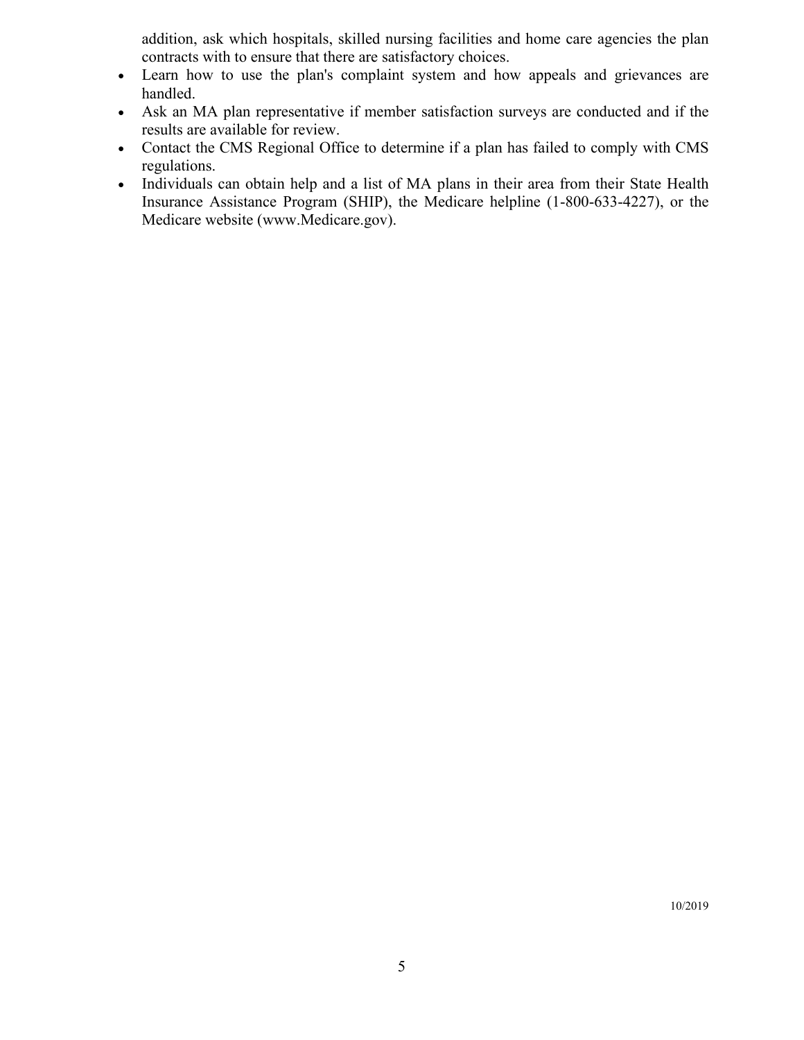addition, ask which hospitals, skilled nursing facilities and home care agencies the plan contracts with to ensure that there are satisfactory choices.

- Learn how to use the plan's complaint system and how appeals and grievances are handled.
- Ask an MA plan representative if member satisfaction surveys are conducted and if the results are available for review.
- Contact the CMS Regional Office to determine if a plan has failed to comply with CMS regulations.
- Individuals can obtain help and a list of MA plans in their area from their State Health Insurance Assistance Program (SHIP), the Medicare helpline (1-800-633-4227), or the Medicare website (www.Medicare.gov).

10/2019